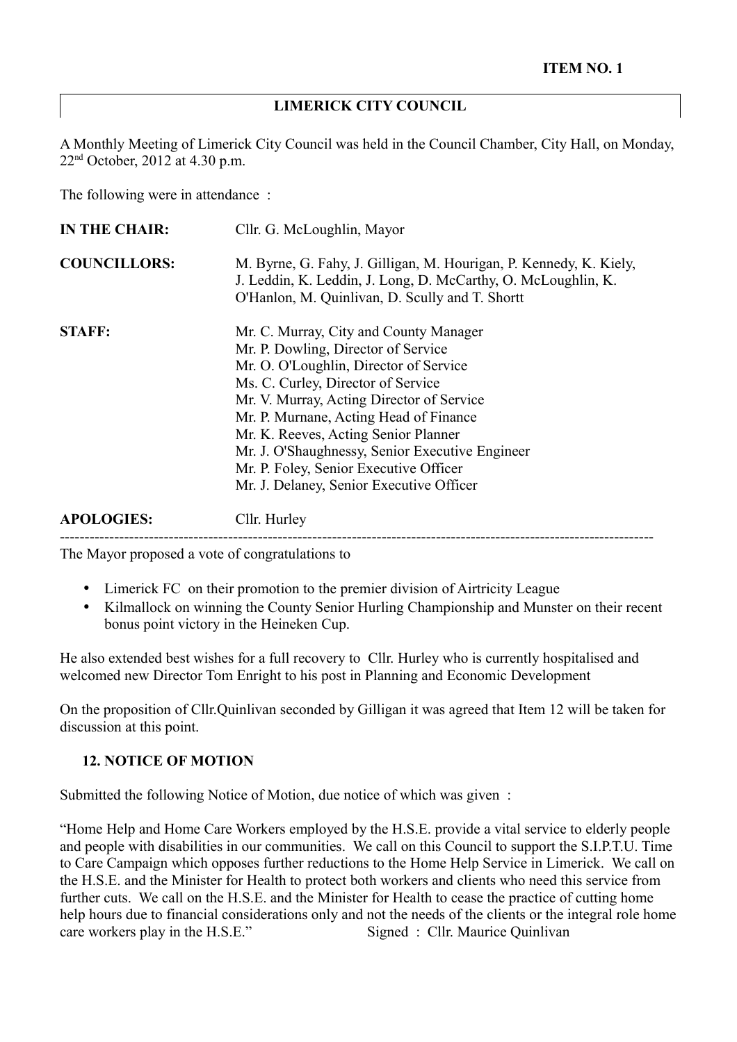**ITEM NO. 1**

**LIMERICK CITY COUNCIL**

A Monthly Meeting of Limerick City Council was held in the Council Chamber, City Hall, on Monday, 22nd October, 2012 at 4.30 p.m.

The following were in attendance :

| | |
|---|---|
| **IN THE CHAIR:** | Cllr. G. McLoughlin, Mayor |
| **COUNCILLORS:** | M. Byrne, G. Fahy, J. Gilligan, M. Hourigan, P. Kennedy, K. Kiely, J. Leddin, K. Leddin, J. Long, D. McCarthy, O. McLoughlin, K. O'Hanlon, M. Quinlivan, D. Scully and T. Shortt |
| **STAFF:** | Mr. C. Murray, City and County Manager<br>Mr. P. Dowling, Director of Service<br>Mr. O. O'Loughlin, Director of Service<br>Ms. C. Curley, Director of Service<br>Mr. V. Murray, Acting Director of Service<br>Mr. P. Murnane, Acting Head of Finance<br>Mr. K. Reeves, Acting Senior Planner<br>Mr. J. O'Shaughnessy, Senior Executive Engineer<br>Mr. P. Foley, Senior Executive Officer<br>Mr. J. Delaney, Senior Executive Officer |
| **APOLOGIES:** | Cllr. Hurley |

---

The Mayor proposed a vote of congratulations to

- Limerick FC on their promotion to the premier division of Airtricity League
- Kilmallock on winning the County Senior Hurling Championship and Munster on their recent bonus point victory in the Heineken Cup.

He also extended best wishes for a full recovery to Cllr. Hurley who is currently hospitalised and welcomed new Director Tom Enright to his post in Planning and Economic Development

On the proposition of Cllr.Quinlivan seconded by Gilligan it was agreed that Item 12 will be taken for discussion at this point.

## 12. NOTICE OF MOTION

Submitted the following Notice of Motion, due notice of which was given :

"Home Help and Home Care Workers employed by the H.S.E. provide a vital service to elderly people and people with disabilities in our communities. We call on this Council to support the S.I.P.T.U. Time to Care Campaign which opposes further reductions to the Home Help Service in Limerick. We call on the H.S.E. and the Minister for Health to protect both workers and clients who need this service from further cuts. We call on the H.S.E. and the Minister for Health to cease the practice of cutting home help hours due to financial considerations only and not the needs of the clients or the integral role home care workers play in the H.S.E." Signed : Cllr. Maurice Quinlivan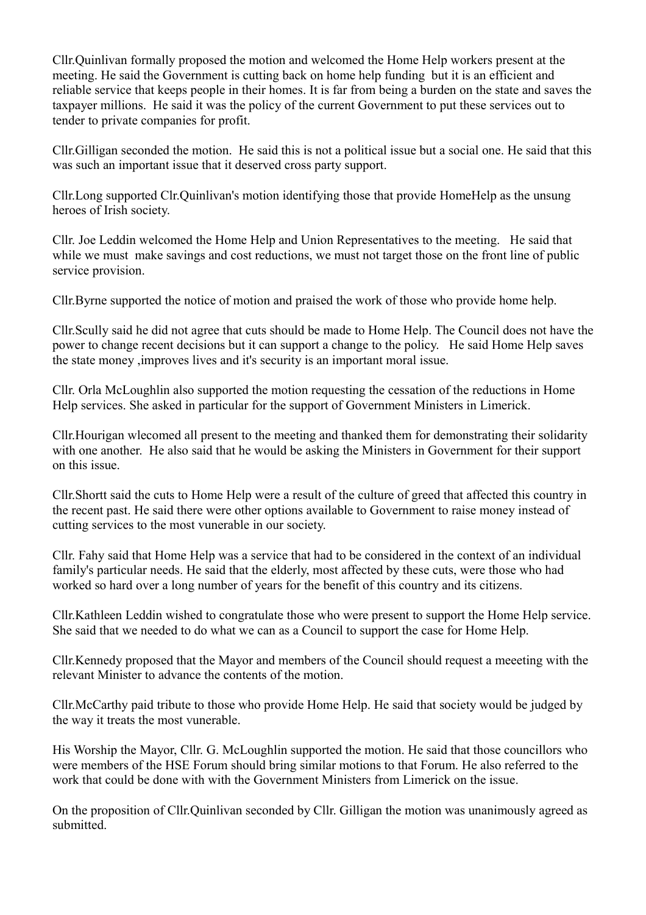Cllr.Quinlivan formally proposed the motion and welcomed the Home Help workers present at the meeting. He said the Government is cutting back on home help funding but it is an efficient and reliable service that keeps people in their homes. It is far from being a burden on the state and saves the taxpayer millions. He said it was the policy of the current Government to put these services out to tender to private companies for profit.

Cllr.Gilligan seconded the motion. He said this is not a political issue but a social one. He said that this was such an important issue that it deserved cross party support.

Cllr.Long supported Clr.Quinlivan's motion identifying those that provide HomeHelp as the unsung heroes of Irish society.

Cllr. Joe Leddin welcomed the Home Help and Union Representatives to the meeting. He said that while we must make savings and cost reductions, we must not target those on the front line of public service provision.

Cllr.Byrne supported the notice of motion and praised the work of those who provide home help.

Cllr.Scully said he did not agree that cuts should be made to Home Help. The Council does not have the power to change recent decisions but it can support a change to the policy. He said Home Help saves the state money ,improves lives and it's security is an important moral issue.

Cllr. Orla McLoughlin also supported the motion requesting the cessation of the reductions in Home Help services. She asked in particular for the support of Government Ministers in Limerick.

Cllr.Hourigan wlecomed all present to the meeting and thanked them for demonstrating their solidarity with one another. He also said that he would be asking the Ministers in Government for their support on this issue.

Cllr.Shortt said the cuts to Home Help were a result of the culture of greed that affected this country in the recent past. He said there were other options available to Government to raise money instead of cutting services to the most vunerable in our society.

Cllr. Fahy said that Home Help was a service that had to be considered in the context of an individual family's particular needs. He said that the elderly, most affected by these cuts, were those who had worked so hard over a long number of years for the benefit of this country and its citizens.

Cllr.Kathleen Leddin wished to congratulate those who were present to support the Home Help service. She said that we needed to do what we can as a Council to support the case for Home Help.

Cllr.Kennedy proposed that the Mayor and members of the Council should request a meeeting with the relevant Minister to advance the contents of the motion.

Cllr.McCarthy paid tribute to those who provide Home Help. He said that society would be judged by the way it treats the most vunerable.

His Worship the Mayor, Cllr. G. McLoughlin supported the motion. He said that those councillors who were members of the HSE Forum should bring similar motions to that Forum. He also referred to the work that could be done with with the Government Ministers from Limerick on the issue.

On the proposition of Cllr.Quinlivan seconded by Cllr. Gilligan the motion was unanimously agreed as submitted.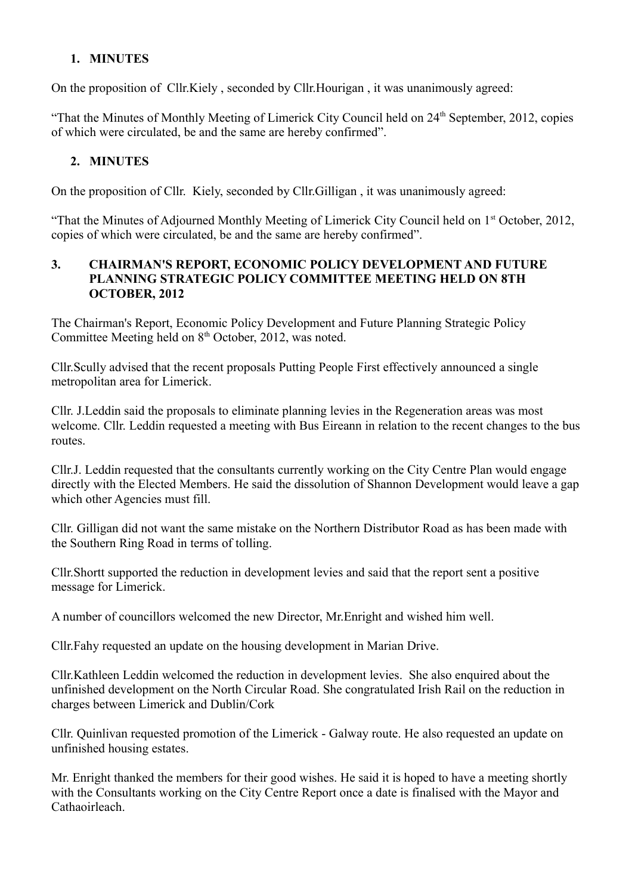## 1. MINUTES

On the proposition of Cllr.Kiely , seconded by Cllr.Hourigan , it was unanimously agreed:

"That the Minutes of Monthly Meeting of Limerick City Council held on 24th September, 2012, copies of which were circulated, be and the same are hereby confirmed".

## 2. MINUTES

On the proposition of Cllr. Kiely, seconded by Cllr.Gilligan , it was unanimously agreed:

"That the Minutes of Adjourned Monthly Meeting of Limerick City Council held on 1st October, 2012, copies of which were circulated, be and the same are hereby confirmed".

## 3. CHAIRMAN'S REPORT, ECONOMIC POLICY DEVELOPMENT AND FUTURE PLANNING STRATEGIC POLICY COMMITTEE MEETING HELD ON 8TH OCTOBER, 2012

The Chairman's Report, Economic Policy Development and Future Planning Strategic Policy Committee Meeting held on 8th October, 2012, was noted.

Cllr.Scully advised that the recent proposals Putting People First effectively announced a single metropolitan area for Limerick.

Cllr. J.Leddin said the proposals to eliminate planning levies in the Regeneration areas was most welcome. Cllr. Leddin requested a meeting with Bus Eireann in relation to the recent changes to the bus routes.

Cllr.J. Leddin requested that the consultants currently working on the City Centre Plan would engage directly with the Elected Members. He said the dissolution of Shannon Development would leave a gap which other Agencies must fill.

Cllr. Gilligan did not want the same mistake on the Northern Distributor Road as has been made with the Southern Ring Road in terms of tolling.

Cllr.Shortt supported the reduction in development levies and said that the report sent a positive message for Limerick.

A number of councillors welcomed the new Director, Mr.Enright and wished him well.

Cllr.Fahy requested an update on the housing development in Marian Drive.

Cllr.Kathleen Leddin welcomed the reduction in development levies. She also enquired about the unfinished development on the North Circular Road. She congratulated Irish Rail on the reduction in charges between Limerick and Dublin/Cork

Cllr. Quinlivan requested promotion of the Limerick - Galway route. He also requested an update on unfinished housing estates.

Mr. Enright thanked the members for their good wishes. He said it is hoped to have a meeting shortly with the Consultants working on the City Centre Report once a date is finalised with the Mayor and Cathaoirleach.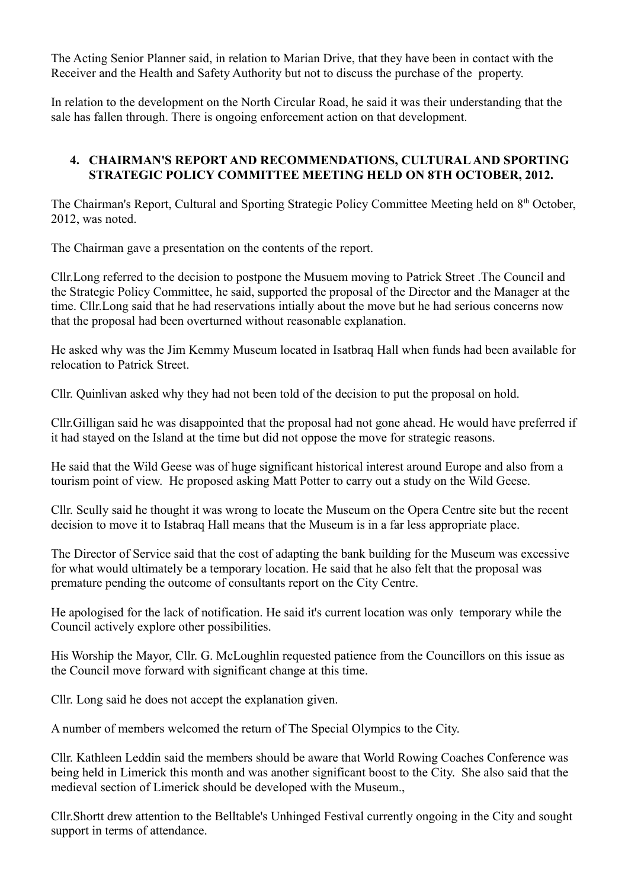The Acting Senior Planner said, in relation to Marian Drive, that they have been in contact with the Receiver and the Health and Safety Authority but not to discuss the purchase of the property.

In relation to the development on the North Circular Road, he said it was their understanding that the sale has fallen through. There is ongoing enforcement action on that development.

**4. CHAIRMAN'S REPORT AND RECOMMENDATIONS, CULTURAL AND SPORTING STRATEGIC POLICY COMMITTEE MEETING HELD ON 8TH OCTOBER, 2012.**

The Chairman's Report, Cultural and Sporting Strategic Policy Committee Meeting held on 8th October, 2012, was noted.

The Chairman gave a presentation on the contents of the report.

Cllr.Long referred to the decision to postpone the Musuem moving to Patrick Street .The Council and the Strategic Policy Committee, he said, supported the proposal of the Director and the Manager at the time. Cllr.Long said that he had reservations intially about the move but he had serious concerns now that the proposal had been overturned without reasonable explanation.

He asked why was the Jim Kemmy Museum located in Isatbraq Hall when funds had been available for relocation to Patrick Street.

Cllr. Quinlivan asked why they had not been told of the decision to put the proposal on hold.

Cllr.Gilligan said he was disappointed that the proposal had not gone ahead. He would have preferred if it had stayed on the Island at the time but did not oppose the move for strategic reasons.

He said that the Wild Geese was of huge significant historical interest around Europe and also from a tourism point of view. He proposed asking Matt Potter to carry out a study on the Wild Geese.

Cllr. Scully said he thought it was wrong to locate the Museum on the Opera Centre site but the recent decision to move it to Istabraq Hall means that the Museum is in a far less appropriate place.

The Director of Service said that the cost of adapting the bank building for the Museum was excessive for what would ultimately be a temporary location. He said that he also felt that the proposal was premature pending the outcome of consultants report on the City Centre.

He apologised for the lack of notification. He said it's current location was only temporary while the Council actively explore other possibilities.

His Worship the Mayor, Cllr. G. McLoughlin requested patience from the Councillors on this issue as the Council move forward with significant change at this time.

Cllr. Long said he does not accept the explanation given.

A number of members welcomed the return of The Special Olympics to the City.

Cllr. Kathleen Leddin said the members should be aware that World Rowing Coaches Conference was being held in Limerick this month and was another significant boost to the City. She also said that the medieval section of Limerick should be developed with the Museum.,

Cllr.Shortt drew attention to the Belltable's Unhinged Festival currently ongoing in the City and sought support in terms of attendance.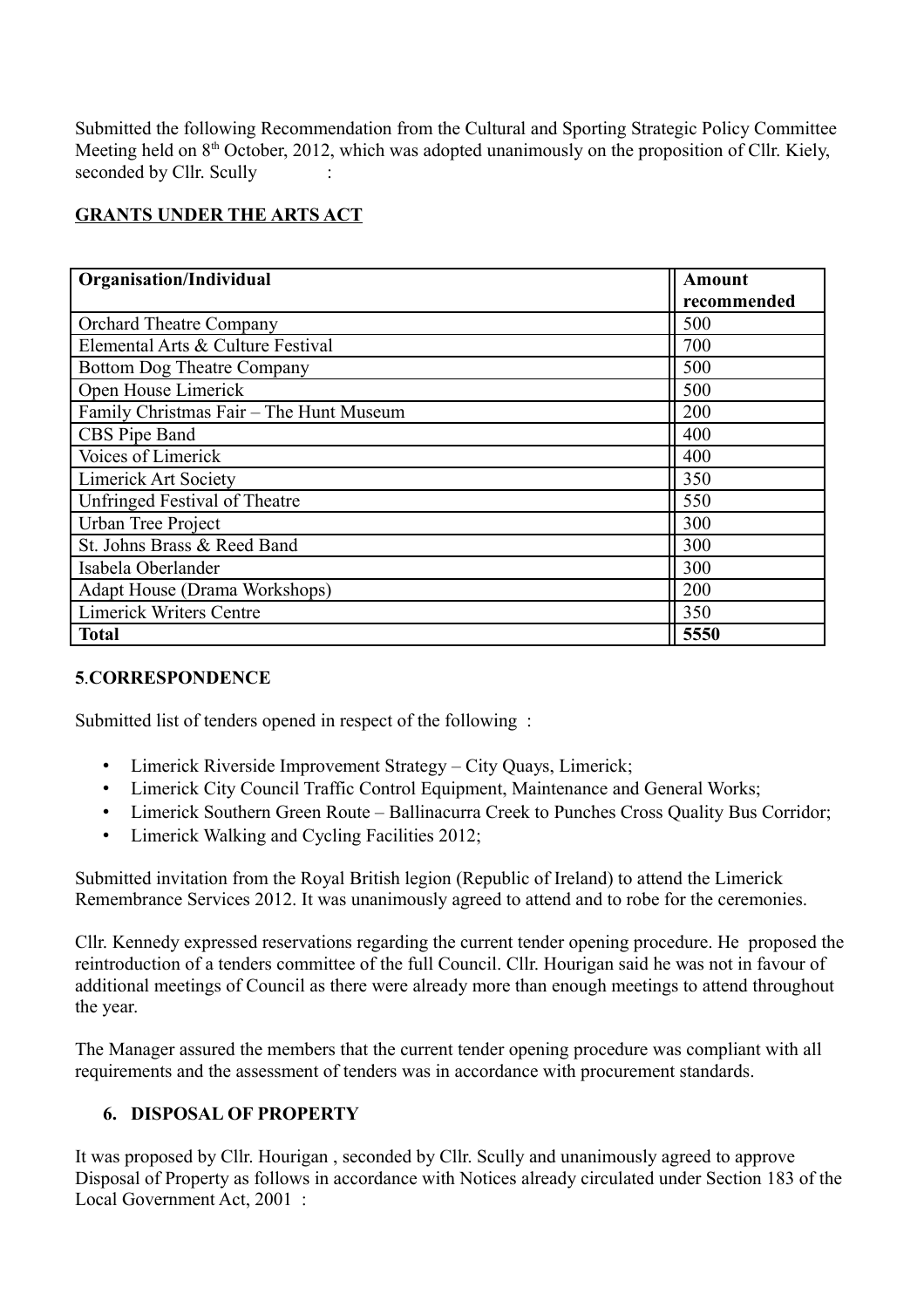Submitted the following Recommendation from the Cultural and Sporting Strategic Policy Committee Meeting held on 8th October, 2012, which was adopted unanimously on the proposition of Cllr. Kiely, seconded by Cllr. Scully :

**GRANTS UNDER THE ARTS ACT**

| Organisation/Individual | Amount recommended |
|---|---|
| Orchard Theatre Company | 500 |
| Elemental Arts & Culture Festival | 700 |
| Bottom Dog Theatre Company | 500 |
| Open House Limerick | 500 |
| Family Christmas Fair – The Hunt Museum | 200 |
| CBS Pipe Band | 400 |
| Voices of Limerick | 400 |
| Limerick Art Society | 350 |
| Unfringed Festival of Theatre | 550 |
| Urban Tree Project | 300 |
| St. Johns Brass & Reed Band | 300 |
| Isabela Oberlander | 300 |
| Adapt House (Drama Workshops) | 200 |
| Limerick Writers Centre | 350 |
| **Total** | **5550** |

**5.CORRESPONDENCE**

Submitted list of tenders opened in respect of the following :

- Limerick Riverside Improvement Strategy – City Quays, Limerick;
- Limerick City Council Traffic Control Equipment, Maintenance and General Works;
- Limerick Southern Green Route – Ballinacurra Creek to Punches Cross Quality Bus Corridor;
- Limerick Walking and Cycling Facilities 2012;

Submitted invitation from the Royal British legion (Republic of Ireland) to attend the Limerick Remembrance Services 2012. It was unanimously agreed to attend and to robe for the ceremonies.

Cllr. Kennedy expressed reservations regarding the current tender opening procedure. He proposed the reintroduction of a tenders committee of the full Council. Cllr. Hourigan said he was not in favour of additional meetings of Council as there were already more than enough meetings to attend throughout the year.

The Manager assured the members that the current tender opening procedure was compliant with all requirements and the assessment of tenders was in accordance with procurement standards.

**6. DISPOSAL OF PROPERTY**

It was proposed by Cllr. Hourigan , seconded by Cllr. Scully and unanimously agreed to approve Disposal of Property as follows in accordance with Notices already circulated under Section 183 of the Local Government Act, 2001 :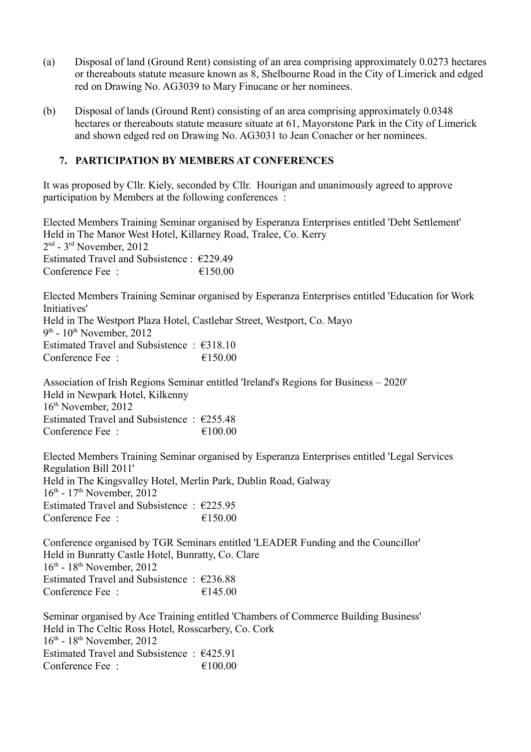(a) Disposal of land (Ground Rent) consisting of an area comprising approximately 0.0273 hectares or thereabouts statute measure known as 8, Shelbourne Road in the City of Limerick and edged red on Drawing No. AG3039 to Mary Finucane or her nominees.

(b) Disposal of lands (Ground Rent) consisting of an area comprising approximately 0.0348 hectares or thereabouts statute measure situate at 61, Mayorstone Park in the City of Limerick and shown edged red on Drawing No. AG3031 to Jean Conacher or her nominees.

## 7. PARTICIPATION BY MEMBERS AT CONFERENCES

It was proposed by Cllr. Kiely, seconded by Cllr. Hourigan and unanimously agreed to approve participation by Members at the following conferences :

Elected Members Training Seminar organised by Esperanza Enterprises entitled 'Debt Settlement'
Held in The Manor West Hotel, Killarney Road, Tralee, Co. Kerry
2nd - 3rd November, 2012
Estimated Travel and Subsistence : €229.49
Conference Fee : €150.00

Elected Members Training Seminar organised by Esperanza Enterprises entitled 'Education for Work Initiatives'
Held in The Westport Plaza Hotel, Castlebar Street, Westport, Co. Mayo
9th - 10th November, 2012
Estimated Travel and Subsistence : €318.10
Conference Fee : €150.00

Association of Irish Regions Seminar entitled 'Ireland's Regions for Business – 2020'
Held in Newpark Hotel, Kilkenny
16th November, 2012
Estimated Travel and Subsistence : €255.48
Conference Fee : €100.00

Elected Members Training Seminar organised by Esperanza Enterprises entitled 'Legal Services Regulation Bill 2011'
Held in The Kingsvalley Hotel, Merlin Park, Dublin Road, Galway
16th - 17th November, 2012
Estimated Travel and Subsistence : €225.95
Conference Fee : €150.00

Conference organised by TGR Seminars entitled 'LEADER Funding and the Councillor'
Held in Bunratty Castle Hotel, Bunratty, Co. Clare
16th - 18th November, 2012
Estimated Travel and Subsistence : €236.88
Conference Fee : €145.00

Seminar organised by Ace Training entitled 'Chambers of Commerce Building Business'
Held in The Celtic Ross Hotel, Rosscarbery, Co. Cork
16th - 18th November, 2012
Estimated Travel and Subsistence : €425.91
Conference Fee : €100.00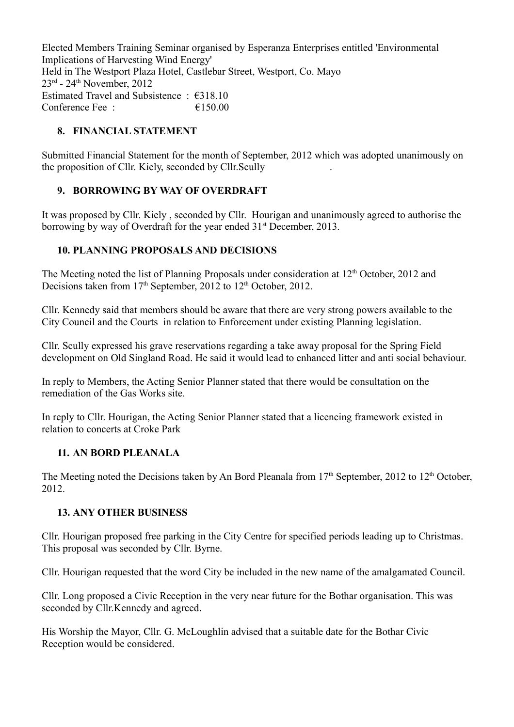Elected Members Training Seminar organised by Esperanza Enterprises entitled 'Environmental Implications of Harvesting Wind Energy'
Held in The Westport Plaza Hotel, Castlebar Street, Westport, Co. Mayo
23rd - 24th November, 2012
Estimated Travel and Subsistence : €318.10
Conference Fee : €150.00

## 8. FINANCIAL STATEMENT

Submitted Financial Statement for the month of September, 2012 which was adopted unanimously on the proposition of Cllr. Kiely, seconded by Cllr.Scully .

## 9. BORROWING BY WAY OF OVERDRAFT

It was proposed by Cllr. Kiely , seconded by Cllr. Hourigan and unanimously agreed to authorise the borrowing by way of Overdraft for the year ended 31st December, 2013.

## 10. PLANNING PROPOSALS AND DECISIONS

The Meeting noted the list of Planning Proposals under consideration at 12th October, 2012 and Decisions taken from 17th September, 2012 to 12th October, 2012.

Cllr. Kennedy said that members should be aware that there are very strong powers available to the City Council and the Courts in relation to Enforcement under existing Planning legislation.

Cllr. Scully expressed his grave reservations regarding a take away proposal for the Spring Field development on Old Singland Road. He said it would lead to enhanced litter and anti social behaviour.

In reply to Members, the Acting Senior Planner stated that there would be consultation on the remediation of the Gas Works site.

In reply to Cllr. Hourigan, the Acting Senior Planner stated that a licencing framework existed in relation to concerts at Croke Park

## 11. AN BORD PLEANALA

The Meeting noted the Decisions taken by An Bord Pleanala from 17th September, 2012 to 12th October, 2012.

## 13. ANY OTHER BUSINESS

Cllr. Hourigan proposed free parking in the City Centre for specified periods leading up to Christmas. This proposal was seconded by Cllr. Byrne.

Cllr. Hourigan requested that the word City be included in the new name of the amalgamated Council.

Cllr. Long proposed a Civic Reception in the very near future for the Bothar organisation. This was seconded by Cllr.Kennedy and agreed.

His Worship the Mayor, Cllr. G. McLoughlin advised that a suitable date for the Bothar Civic Reception would be considered.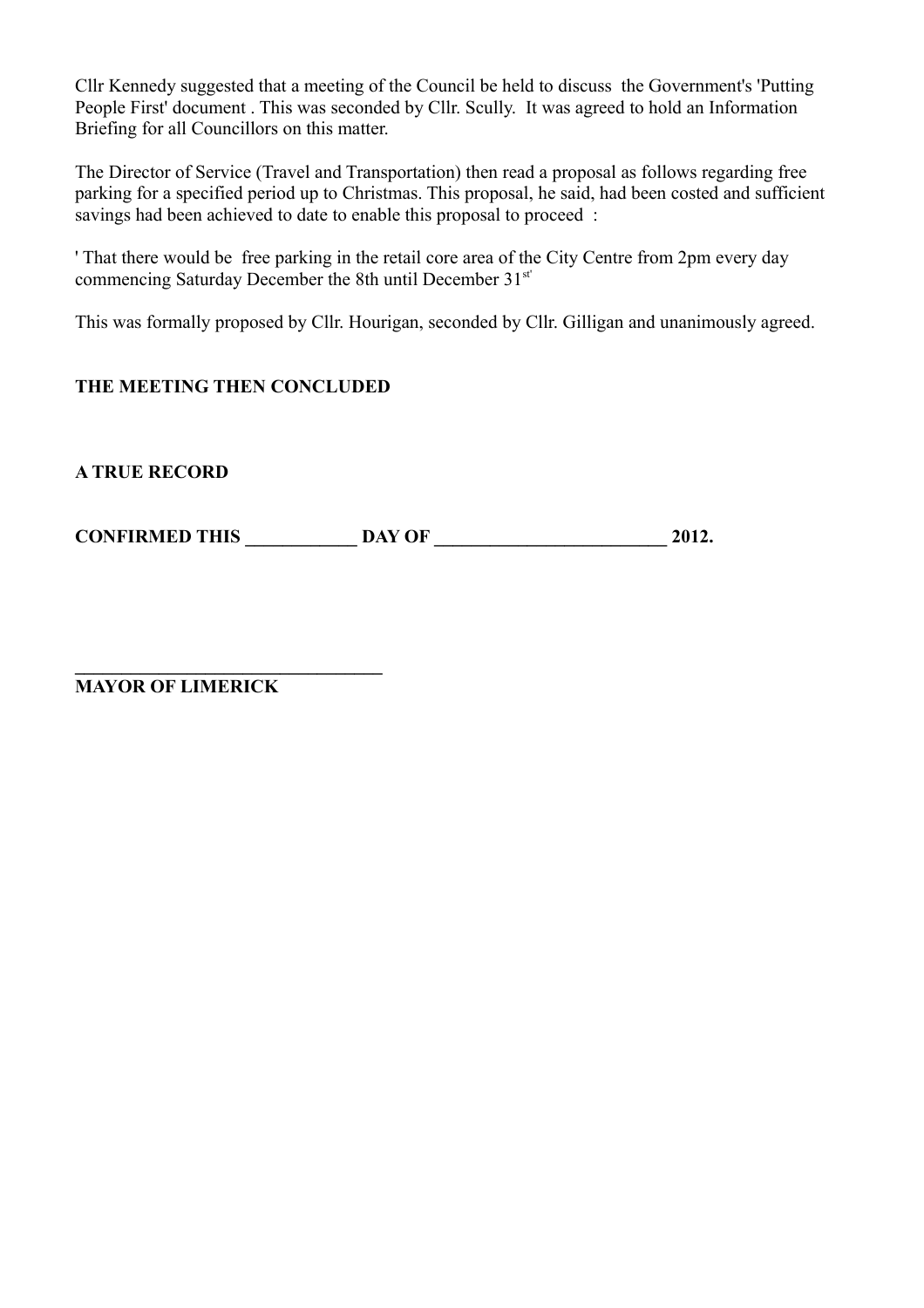Cllr Kennedy suggested that a meeting of the Council be held to discuss  the Government's 'Putting People First' document . This was seconded by Cllr. Scully.  It was agreed to hold an Information Briefing for all Councillors on this matter.

The Director of Service (Travel and Transportation) then read a proposal as follows regarding free parking for a specified period up to Christmas. This proposal, he said, had been costed and sufficient savings had been achieved to date to enable this proposal to proceed  :

' That there would be  free parking in the retail core area of the City Centre from 2pm every day commencing Saturday December the 8th until December 31st'

This was formally proposed by Cllr. Hourigan, seconded by Cllr. Gilligan and unanimously agreed.

**THE MEETING THEN CONCLUDED**

**A TRUE RECORD**

**CONFIRMED THIS ____________ DAY OF _________________________ 2012.**

**_________________________________**
**MAYOR OF LIMERICK**